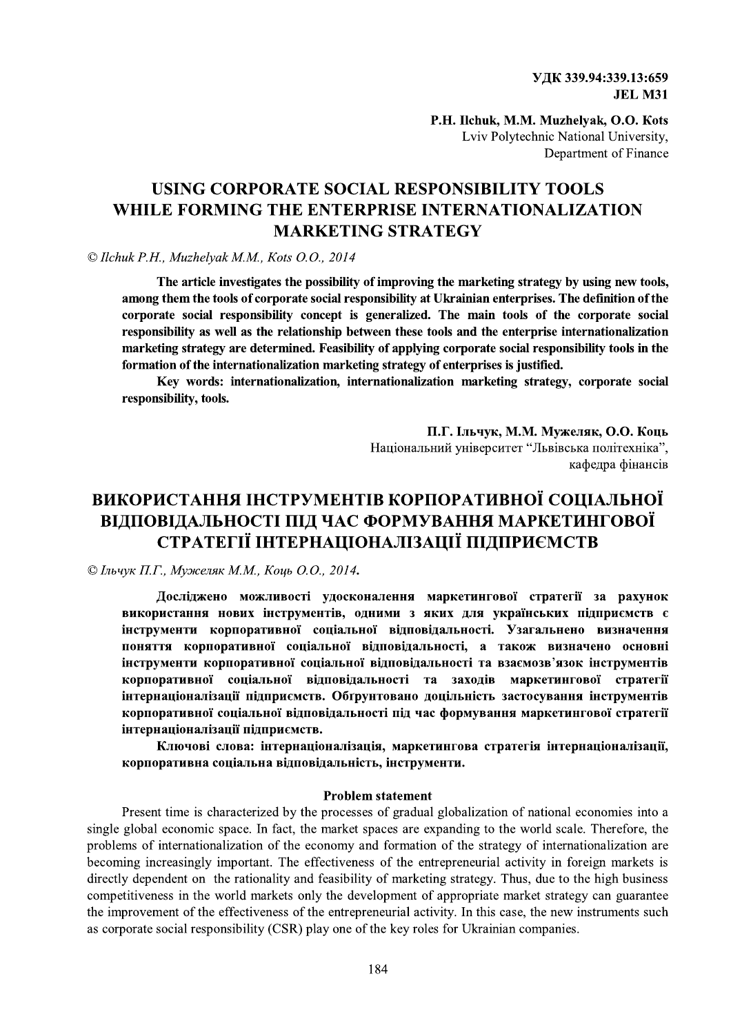УДК 339.94:339.13:659
JEL M31

**P.H. Ilchuk, M.M. Muzhelyak, O.O. Kots**
Lviv Polytechnic National University,
Department of Finance

# USING CORPORATE SOCIAL RESPONSIBILITY TOOLS WHILE FORMING THE ENTERPRISE INTERNATIONALIZATION MARKETING STRATEGY

*© Ilchuk P.H., Muzhelyak M.M., Kots O.O., 2014*

**The article investigates the possibility of improving the marketing strategy by using new tools, among them the tools of corporate social responsibility at Ukrainian enterprises. The definition of the corporate social responsibility concept is generalized. The main tools of the corporate social responsibility as well as the relationship between these tools and the enterprise internationalization marketing strategy are determined. Feasibility of applying corporate social responsibility tools in the formation of the internationalization marketing strategy of enterprises is justified.**

**Key words: internationalization, internationalization marketing strategy, corporate social responsibility, tools.**

**П.Г. Ільчук, М.М. Мужеляк, О.О. Коць**
Національний університет "Львівська політехніка",
кафедра фінансів

# ВИКОРИСТАННЯ ІНСТРУМЕНТІВ КОРПОРАТИВНОЇ СОЦІАЛЬНОЇ ВІДПОВІДАЛЬНОСТІ ПІД ЧАС ФОРМУВАННЯ МАРКЕТИНГОВОЇ СТРАТЕГІЇ ІНТЕРНАЦІОНАЛІЗАЦІЇ ПІДПРИЄМСТВ

*© Ільчук П.Г., Мужеляк М.М., Коць О.О., 2014.*

**Досліджено можливості удосконалення маркетингової стратегії за рахунок використання нових інструментів, одними з яких для українських підприємств є інструменти корпоративної соціальної відповідальності. Узагальнено визначення поняття корпоративної соціальної відповідальності, а також визначено основні інструменти корпоративної соціальної відповідальності та взаємозв'язок інструментів корпоративної соціальної відповідальності та заходів маркетингової стратегії інтернаціоналізації підприємств. Обґрунтовано доцільність застосування інструментів корпоративної соціальної відповідальності під час формування маркетингової стратегії інтернаціоналізації підприємств.**

**Ключові слова: інтернаціоналізація, маркетингова стратегія інтернаціоналізації, корпоративна соціальна відповідальність, інструменти.**

## Problem statement

Present time is characterized by the processes of gradual globalization of national economies into a single global economic space. In fact, the market spaces are expanding to the world scale. Therefore, the problems of internationalization of the economy and formation of the strategy of internationalization are becoming increasingly important. The effectiveness of the entrepreneurial activity in foreign markets is directly dependent on the rationality and feasibility of marketing strategy. Thus, due to the high business competitiveness in the world markets only the development of appropriate market strategy can guarantee the improvement of the effectiveness of the entrepreneurial activity. In this case, the new instruments such as corporate social responsibility (CSR) play one of the key roles for Ukrainian companies.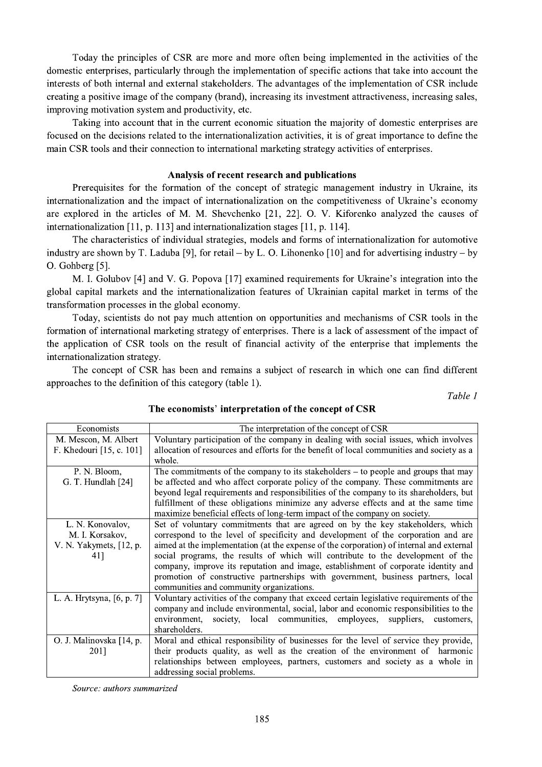Today the principles of CSR are more and more often being implemented in the activities of the domestic enterprises, particularly through the implementation of specific actions that take into account the interests of both internal and external stakeholders. The advantages of the implementation of CSR include creating a positive image of the company (brand), increasing its investment attractiveness, increasing sales, improving motivation system and productivity, etc.

Taking into account that in the current economic situation the majority of domestic enterprises are focused on the decisions related to the internationalization activities, it is of great importance to define the main CSR tools and their connection to international marketing strategy activities of enterprises.

## Analysis of recent research and publications

Prerequisites for the formation of the concept of strategic management industry in Ukraine, its internationalization and the impact of internationalization on the competitiveness of Ukraine's economy are explored in the articles of M. M. Shevchenko [21, 22]. O. V. Kiforenko analyzed the causes of internationalization [11, p. 113] and internationalization stages [11, p. 114].

The characteristics of individual strategies, models and forms of internationalization for automotive industry are shown by T. Laduba [9], for retail – by L. O. Lihonenko [10] and for advertising industry – by O. Gohberg [5].

M. I. Golubov [4] and V. G. Popova [17] examined requirements for Ukraine's integration into the global capital markets and the internationalization features of Ukrainian capital market in terms of the transformation processes in the global economy.

Today, scientists do not pay much attention on opportunities and mechanisms of CSR tools in the formation of international marketing strategy of enterprises. There is a lack of assessment of the impact of the application of CSR tools on the result of financial activity of the enterprise that implements the internationalization strategy.

The concept of CSR has been and remains a subject of research in which one can find different approaches to the definition of this category (table 1).

*Table 1*

**The economists' interpretation of the concept of CSR**

| Economists | The interpretation of the concept of CSR |
|---|---|
| M. Mescon, M. Albert F. Khedouri [15, c. 101] | Voluntary participation of the company in dealing with social issues, which involves allocation of resources and efforts for the benefit of local communities and society as a whole. |
| P. N. Bloom, G. T. Hundlah [24] | The commitments of the company to its stakeholders – to people and groups that may be affected and who affect corporate policy of the company. These commitments are beyond legal requirements and responsibilities of the company to its shareholders, but fulfillment of these obligations minimize any adverse effects and at the same time maximize beneficial effects of long-term impact of the company on society. |
| L. N. Konovalov, M. I. Korsakov, V. N. Yakymets, [12, p. 41] | Set of voluntary commitments that are agreed on by the key stakeholders, which correspond to the level of specificity and development of the corporation and are aimed at the implementation (at the expense of the corporation) of internal and external social programs, the results of which will contribute to the development of the company, improve its reputation and image, establishment of corporate identity and promotion of constructive partnerships with government, business partners, local communities and community organizations. |
| L. A. Hrytsyna, [6, p. 7] | Voluntary activities of the company that exceed certain legislative requirements of the company and include environmental, social, labor and economic responsibilities to the environment, society, local communities, employees, suppliers, customers, shareholders. |
| O. J. Malinovska [14, p. 201] | Moral and ethical responsibility of businesses for the level of service they provide, their products quality, as well as the creation of the environment of harmonic relationships between employees, partners, customers and society as a whole in addressing social problems. |

*Source: authors summarized*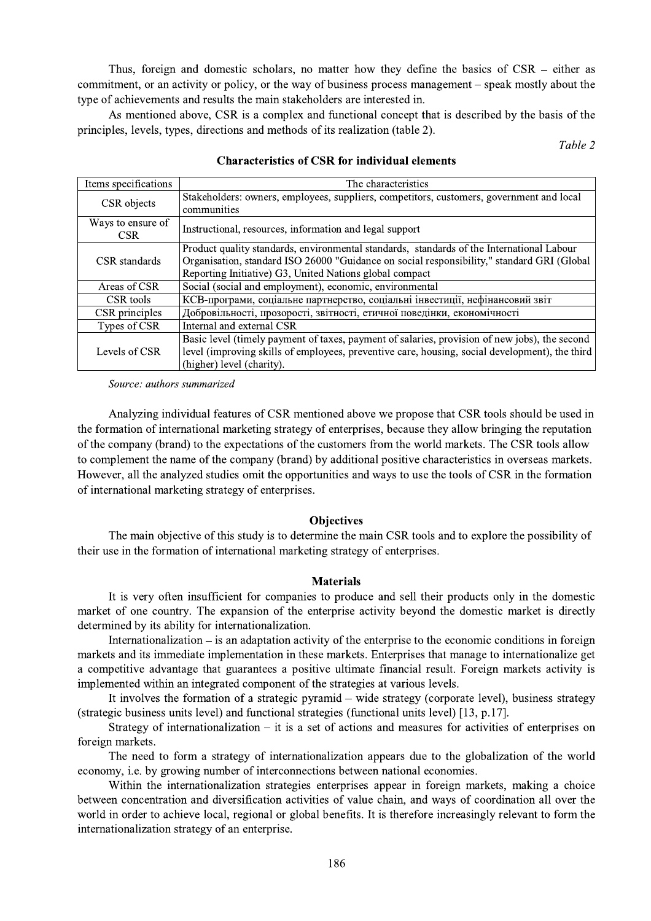Thus, foreign and domestic scholars, no matter how they define the basics of CSR – either as commitment, or an activity or policy, or the way of business process management – speak mostly about the type of achievements and results the main stakeholders are interested in.

As mentioned above, CSR is a complex and functional concept that is described by the basis of the principles, levels, types, directions and methods of its realization (table 2).

*Table 2*

**Characteristics of CSR for individual elements**

| Items specifications | The characteristics |
|---|---|
| CSR objects | Stakeholders: owners, employees, suppliers, competitors, customers, government and local communities |
| Ways to ensure of CSR | Instructional, resources, information and legal support |
| CSR standards | Product quality standards, environmental standards, standards of the International Labour Organisation, standard ISO 26000 "Guidance on social responsibility," standard GRI (Global Reporting Initiative) G3, United Nations global compact |
| Areas of CSR | Social (social and employment), economic, environmental |
| CSR tools | КСВ-програми, соціальне партнерство, соціальні інвестиції, нефінансовий звіт |
| CSR principles | Добровільності, прозорості, звітності, етичної поведінки, економічності |
| Types of CSR | Internal and external CSR |
| Levels of CSR | Basic level (timely payment of taxes, payment of salaries, provision of new jobs), the second level (improving skills of employees, preventive care, housing, social development), the third (higher) level (charity). |

*Source: authors summarized*

Analyzing individual features of CSR mentioned above we propose that CSR tools should be used in the formation of international marketing strategy of enterprises, because they allow bringing the reputation of the company (brand) to the expectations of the customers from the world markets. The CSR tools allow to complement the name of the company (brand) by additional positive characteristics in overseas markets. However, all the analyzed studies omit the opportunities and ways to use the tools of CSR in the formation of international marketing strategy of enterprises.

### Objectives

The main objective of this study is to determine the main CSR tools and to explore the possibility of their use in the formation of international marketing strategy of enterprises.

### Materials

It is very often insufficient for companies to produce and sell their products only in the domestic market of one country. The expansion of the enterprise activity beyond the domestic market is directly determined by its ability for internationalization.

Internationalization – is an adaptation activity of the enterprise to the economic conditions in foreign markets and its immediate implementation in these markets. Enterprises that manage to internationalize get a competitive advantage that guarantees a positive ultimate financial result. Foreign markets activity is implemented within an integrated component of the strategies at various levels.

It involves the formation of a strategic pyramid – wide strategy (corporate level), business strategy (strategic business units level) and functional strategies (functional units level) [13, p.17].

Strategy of internationalization – it is a set of actions and measures for activities of enterprises on foreign markets.

The need to form a strategy of internationalization appears due to the globalization of the world economy, i.e. by growing number of interconnections between national economies.

Within the internationalization strategies enterprises appear in foreign markets, making a choice between concentration and diversification activities of value chain, and ways of coordination all over the world in order to achieve local, regional or global benefits. It is therefore increasingly relevant to form the internationalization strategy of an enterprise.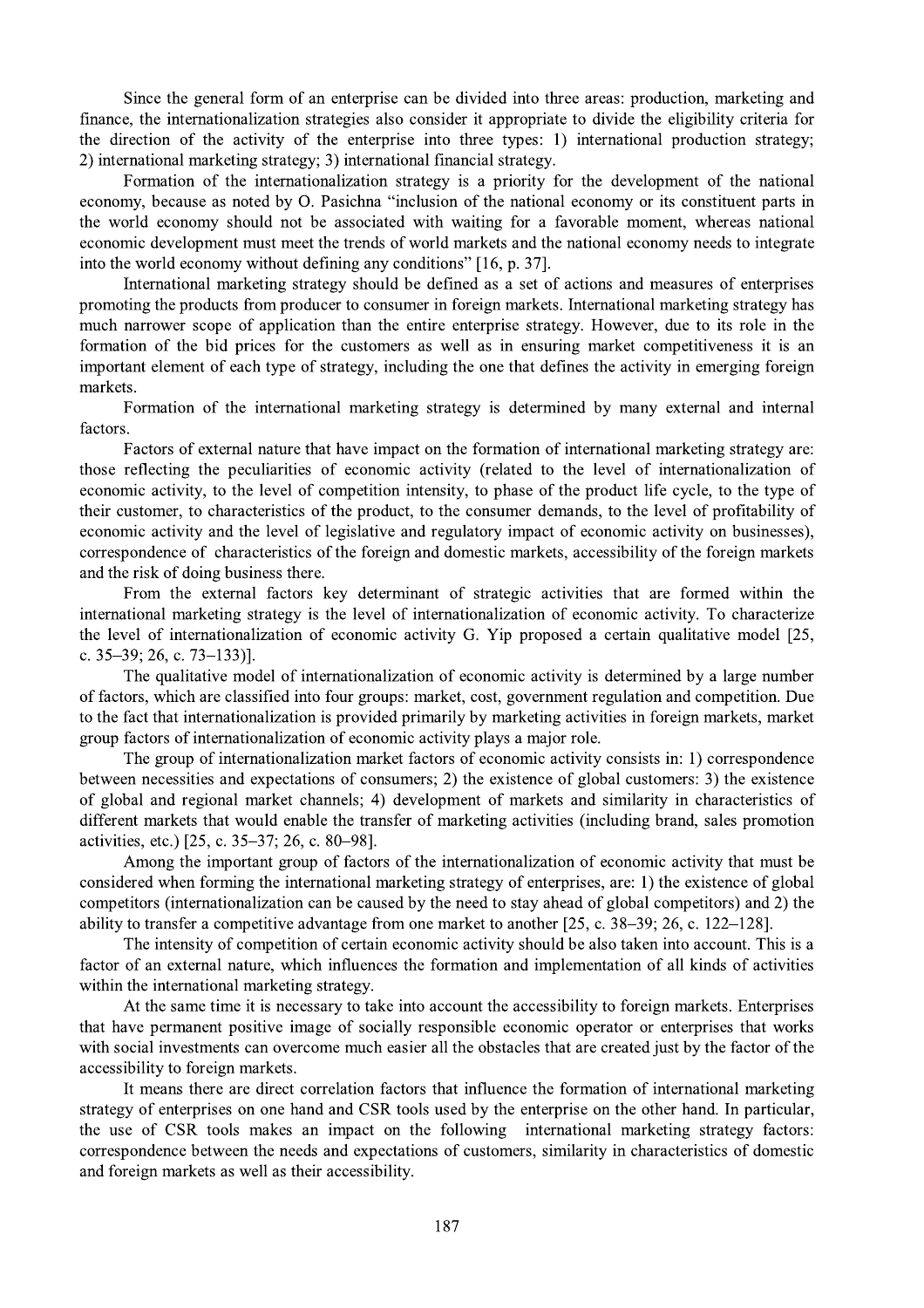Since the general form of an enterprise can be divided into three areas: production, marketing and finance, the internationalization strategies also consider it appropriate to divide the eligibility criteria for the direction of the activity of the enterprise into three types: 1) international production strategy; 2) international marketing strategy; 3) international financial strategy.

Formation of the internationalization strategy is a priority for the development of the national economy, because as noted by O. Pasichna "inclusion of the national economy or its constituent parts in the world economy should not be associated with waiting for a favorable moment, whereas national economic development must meet the trends of world markets and the national economy needs to integrate into the world economy without defining any conditions" [16, p. 37].

International marketing strategy should be defined as a set of actions and measures of enterprises promoting the products from producer to consumer in foreign markets. International marketing strategy has much narrower scope of application than the entire enterprise strategy. However, due to its role in the formation of the bid prices for the customers as well as in ensuring market competitiveness it is an important element of each type of strategy, including the one that defines the activity in emerging foreign markets.

Formation of the international marketing strategy is determined by many external and internal factors.

Factors of external nature that have impact on the formation of international marketing strategy are: those reflecting the peculiarities of economic activity (related to the level of internationalization of economic activity, to the level of competition intensity, to phase of the product life cycle, to the type of their customer, to characteristics of the product, to the consumer demands, to the level of profitability of economic activity and the level of legislative and regulatory impact of economic activity on businesses), correspondence of characteristics of the foreign and domestic markets, accessibility of the foreign markets and the risk of doing business there.

From the external factors key determinant of strategic activities that are formed within the international marketing strategy is the level of internationalization of economic activity. To characterize the level of internationalization of economic activity G. Yip proposed a certain qualitative model [25, c. 35–39; 26, c. 73–133)].

The qualitative model of internationalization of economic activity is determined by a large number of factors, which are classified into four groups: market, cost, government regulation and competition. Due to the fact that internationalization is provided primarily by marketing activities in foreign markets, market group factors of internationalization of economic activity plays a major role.

The group of internationalization market factors of economic activity consists in: 1) correspondence between necessities and expectations of consumers; 2) the existence of global customers: 3) the existence of global and regional market channels; 4) development of markets and similarity in characteristics of different markets that would enable the transfer of marketing activities (including brand, sales promotion activities, etc.) [25, c. 35–37; 26, c. 80–98].

Among the important group of factors of the internationalization of economic activity that must be considered when forming the international marketing strategy of enterprises, are: 1) the existence of global competitors (internationalization can be caused by the need to stay ahead of global competitors) and 2) the ability to transfer a competitive advantage from one market to another [25, c. 38–39; 26, c. 122–128].

The intensity of competition of certain economic activity should be also taken into account. This is a factor of an external nature, which influences the formation and implementation of all kinds of activities within the international marketing strategy.

At the same time it is necessary to take into account the accessibility to foreign markets. Enterprises that have permanent positive image of socially responsible economic operator or enterprises that works with social investments can overcome much easier all the obstacles that are created just by the factor of the accessibility to foreign markets.

It means there are direct correlation factors that influence the formation of international marketing strategy of enterprises on one hand and CSR tools used by the enterprise on the other hand. In particular, the use of CSR tools makes an impact on the following international marketing strategy factors: correspondence between the needs and expectations of customers, similarity in characteristics of domestic and foreign markets as well as their accessibility.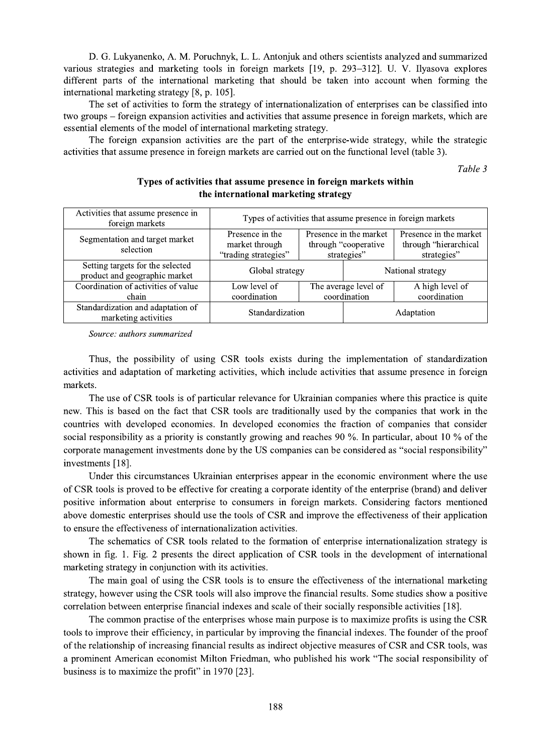D. G. Lukyanenko, A. M. Poruchnyk, L. L. Antonjuk and others scientists analyzed and summarized various strategies and marketing tools in foreign markets [19, p. 293–312]. U. V. Ilyasova explores different parts of the international marketing that should be taken into account when forming the international marketing strategy [8, p. 105].

The set of activities to form the strategy of internationalization of enterprises can be classified into two groups – foreign expansion activities and activities that assume presence in foreign markets, which are essential elements of the model of international marketing strategy.

The foreign expansion activities are the part of the enterprise-wide strategy, while the strategic activities that assume presence in foreign markets are carried out on the functional level (table 3).

*Table 3*

**Types of activities that assume presence in foreign markets within the international marketing strategy**

| Activities that assume presence in foreign markets | Types of activities that assume presence in foreign markets | | |
|---|---|---|---|
| Segmentation and target market selection | Presence in the market through "trading strategies" | Presence in the market through "cooperative strategies" | Presence in the market through "hierarchical strategies" |
| Setting targets for the selected product and geographic market | Global strategy | | National strategy |
| Coordination of activities of value chain | Low level of coordination | The average level of coordination | A high level of coordination |
| Standardization and adaptation of marketing activities | Standardization | | Adaptation |

*Source: authors summarized*

Thus, the possibility of using CSR tools exists during the implementation of standardization activities and adaptation of marketing activities, which include activities that assume presence in foreign markets.

The use of CSR tools is of particular relevance for Ukrainian companies where this practice is quite new. This is based on the fact that CSR tools are traditionally used by the companies that work in the countries with developed economies. In developed economies the fraction of companies that consider social responsibility as a priority is constantly growing and reaches 90 %. In particular, about 10 % of the corporate management investments done by the US companies can be considered as "social responsibility" investments [18].

Under this circumstances Ukrainian enterprises appear in the economic environment where the use of CSR tools is proved to be effective for creating a corporate identity of the enterprise (brand) and deliver positive information about enterprise to consumers in foreign markets. Considering factors mentioned above domestic enterprises should use the tools of CSR and improve the effectiveness of their application to ensure the effectiveness of internationalization activities.

The schematics of CSR tools related to the formation of enterprise internationalization strategy is shown in fig. 1. Fig. 2 presents the direct application of CSR tools in the development of international marketing strategy in conjunction with its activities.

The main goal of using the CSR tools is to ensure the effectiveness of the international marketing strategy, however using the CSR tools will also improve the financial results. Some studies show a positive correlation between enterprise financial indexes and scale of their socially responsible activities [18].

The common practise of the enterprises whose main purpose is to maximize profits is using the CSR tools to improve their efficiency, in particular by improving the financial indexes. The founder of the proof of the relationship of increasing financial results as indirect objective measures of CSR and CSR tools, was a prominent American economist Milton Friedman, who published his work "The social responsibility of business is to maximize the profit" in 1970 [23].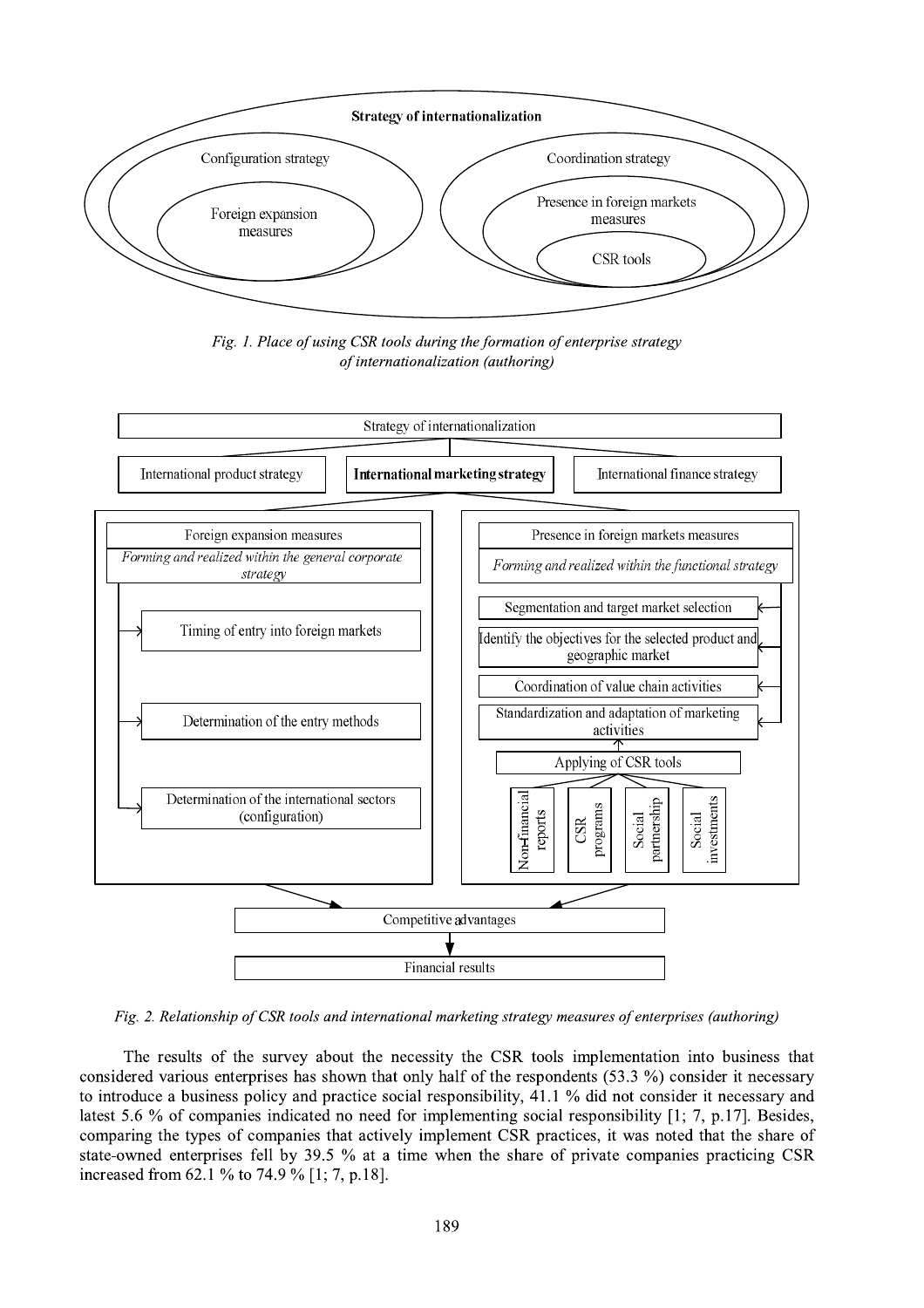Strategy of internationalization

Configuration strategy

Foreign expansion measures

Coordination strategy

Presence in foreign markets measures

CSR tools

*Fig. 1. Place of using CSR tools during the formation of enterprise strategy of internationalization (authoring)*

Strategy of internationalization

International product strategy | **International marketing strategy** | International finance strategy

Foreign expansion measures

*Forming and realized within the general corporate strategy*

- Timing of entry into foreign markets
- Determination of the entry methods
- Determination of the international sectors (configuration)

Presence in foreign markets measures

*Forming and realized within the functional strategy*

- Segmentation and target market selection
- Identify the objectives for the selected product and geographic market
- Coordination of value chain activities
- Standardization and adaptation of marketing activities

Applying of CSR tools

- Non-financial reports
- CSR programs
- Social partnership
- Social investments

Competitive advantages

Financial results

*Fig. 2. Relationship of CSR tools and international marketing strategy measures of enterprises (authoring)*

The results of the survey about the necessity the CSR tools implementation into business that considered various enterprises has shown that only half of the respondents (53.3 %) consider it necessary to introduce a business policy and practice social responsibility, 41.1 % did not consider it necessary and latest 5.6 % of companies indicated no need for implementing social responsibility [1; 7, p.17]. Besides, comparing the types of companies that actively implement CSR practices, it was noted that the share of state-owned enterprises fell by 39.5 % at a time when the share of private companies practicing CSR increased from 62.1 % to 74.9 % [1; 7, p.18].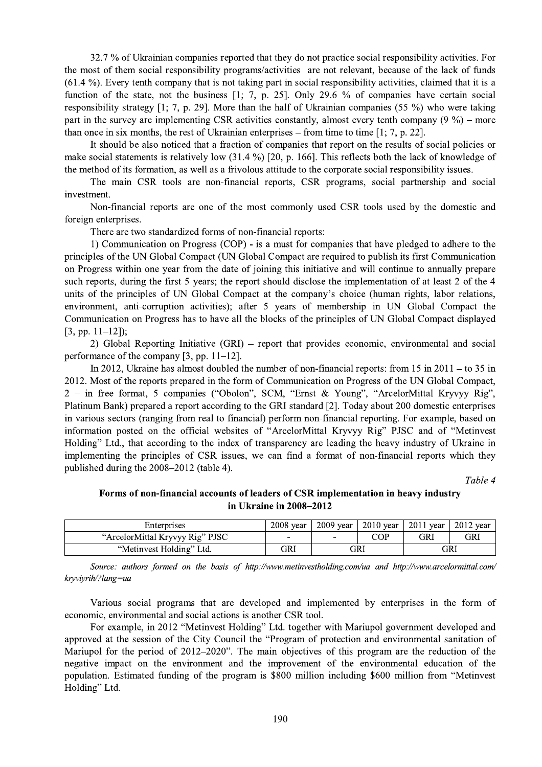32.7 % of Ukrainian companies reported that they do not practice social responsibility activities. For the most of them social responsibility programs/activities are not relevant, because of the lack of funds (61.4 %). Every tenth company that is not taking part in social responsibility activities, claimed that it is a function of the state, not the business [1; 7, p. 25]. Only 29.6 % of companies have certain social responsibility strategy [1; 7, p. 29]. More than the half of Ukrainian companies (55 %) who were taking part in the survey are implementing CSR activities constantly, almost every tenth company (9 %) – more than once in six months, the rest of Ukrainian enterprises – from time to time [1; 7, p. 22].

It should be also noticed that a fraction of companies that report on the results of social policies or make social statements is relatively low (31.4 %) [20, p. 166]. This reflects both the lack of knowledge of the method of its formation, as well as a frivolous attitude to the corporate social responsibility issues.

The main CSR tools are non-financial reports, CSR programs, social partnership and social investment.

Non-financial reports are one of the most commonly used CSR tools used by the domestic and foreign enterprises.

There are two standardized forms of non-financial reports:

1) Communication on Progress (COP) - is a must for companies that have pledged to adhere to the principles of the UN Global Compact (UN Global Compact are required to publish its first Communication on Progress within one year from the date of joining this initiative and will continue to annually prepare such reports, during the first 5 years; the report should disclose the implementation of at least 2 of the 4 units of the principles of UN Global Compact at the company's choice (human rights, labor relations, environment, anti-corruption activities); after 5 years of membership in UN Global Compact the Communication on Progress has to have all the blocks of the principles of UN Global Compact displayed [3, pp. 11–12]);

2) Global Reporting Initiative (GRI) – report that provides economic, environmental and social performance of the company [3, pp. 11–12].

In 2012, Ukraine has almost doubled the number of non-financial reports: from 15 in 2011 – to 35 in 2012. Most of the reports prepared in the form of Communication on Progress of the UN Global Compact, 2 – in free format, 5 companies ("Obolon", SCM, "Ernst & Young", "ArcelorMittal Kryvyy Rig", Platinum Bank) prepared a report according to the GRI standard [2]. Today about 200 domestic enterprises in various sectors (ranging from real to financial) perform non-financial reporting. For example, based on information posted on the official websites of "ArcelorMittal Kryvyy Rig" PJSC and of "Metinvest Holding" Ltd., that according to the index of transparency are leading the heavy industry of Ukraine in implementing the principles of CSR issues, we can find a format of non-financial reports which they published during the 2008–2012 (table 4).

*Table 4*

**Forms of non-financial accounts of leaders of CSR implementation in heavy industry in Ukraine in 2008–2012**

| Enterprises | 2008 year | 2009 year | 2010 year | 2011 year | 2012 year |
|---|---|---|---|---|---|
| "ArcelorMittal Kryvyy Rig" PJSC | - | - | COP | GRI | GRI |
| "Metinvest Holding" Ltd. | GRI | GRI | | GRI | |

*Source: authors formed on the basis of http://www.metinvestholding.com/ua and http://www.arcelormittal.com/kryviyrih/?lang=ua*

Various social programs that are developed and implemented by enterprises in the form of economic, environmental and social actions is another CSR tool.

For example, in 2012 "Metinvest Holding" Ltd. together with Mariupol government developed and approved at the session of the City Council the "Program of protection and environmental sanitation of Mariupol for the period of 2012–2020". The main objectives of this program are the reduction of the negative impact on the environment and the improvement of the environmental education of the population. Estimated funding of the program is $800 million including $600 million from "Metinvest Holding" Ltd.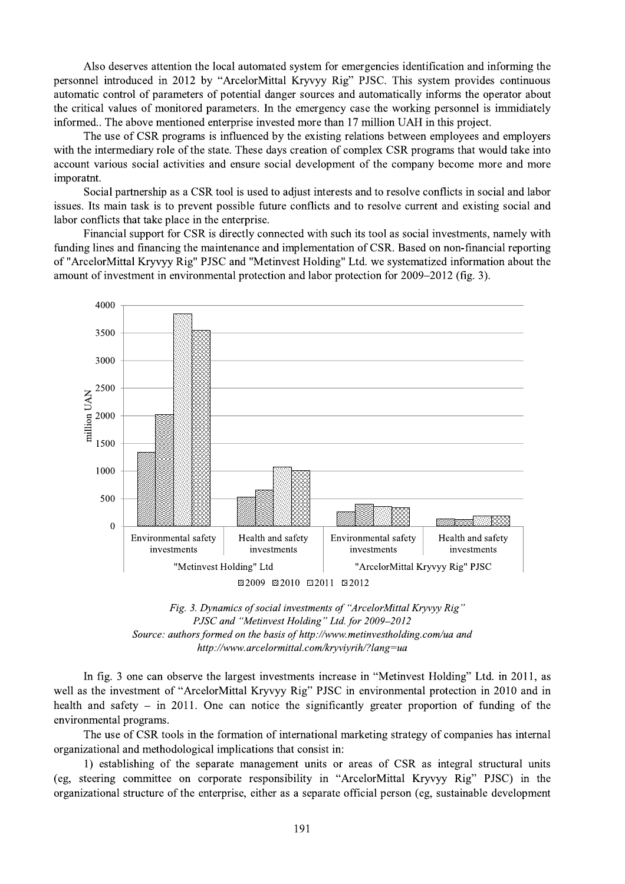Also deserves attention the local automated system for emergencies identification and informing the personnel introduced in 2012 by "ArcelorMittal Kryvyy Rig" PJSC. This system provides continuous automatic control of parameters of potential danger sources and automatically informs the operator about the critical values of monitored parameters. In the emergency case the working personnel is immidiately informed.. The above mentioned enterprise invested more than 17 million UAH in this project.

The use of CSR programs is influenced by the existing relations between employees and employers with the intermediary role of the state. These days creation of complex CSR programs that would take into account various social activities and ensure social development of the company become more and more imporatnt.

Social partnership as a CSR tool is used to adjust interests and to resolve conflicts in social and labor issues. Its main task is to prevent possible future conflicts and to resolve current and existing social and labor conflicts that take place in the enterprise.

Financial support for CSR is directly connected with such its tool as social investments, namely with funding lines and financing the maintenance and implementation of CSR. Based on non-financial reporting of "ArcelorMittal Kryvyy Rig" PJSC and "Metinvest Holding" Ltd. we systematized information about the amount of investment in environmental protection and labor protection for 2009–2012 (fig. 3).

*Fig. 3. Dynamics of social investments of "ArcelorMittal Kryvyy Rig" PJSC and "Metinvest Holding" Ltd. for 2009–2012*
*Source: authors formed on the basis of http://www.metinvestholding.com/ua and http://www.arcelormittal.com/kryviyrih/?lang=ua*

In fig. 3 one can observe the largest investments increase in "Metinvest Holding" Ltd. in 2011, as well as the investment of "ArcelorMittal Kryvyy Rig" PJSC in environmental protection in 2010 and in health and safety – in 2011. One can notice the significantly greater proportion of funding of the environmental programs.

The use of CSR tools in the formation of international marketing strategy of companies has internal organizational and methodological implications that consist in:

1) establishing of the separate management units or areas of CSR as integral structural units (eg, steering committee on corporate responsibility in "ArcelorMittal Kryvyy Rig" PJSC) in the organizational structure of the enterprise, either as a separate official person (eg, sustainable development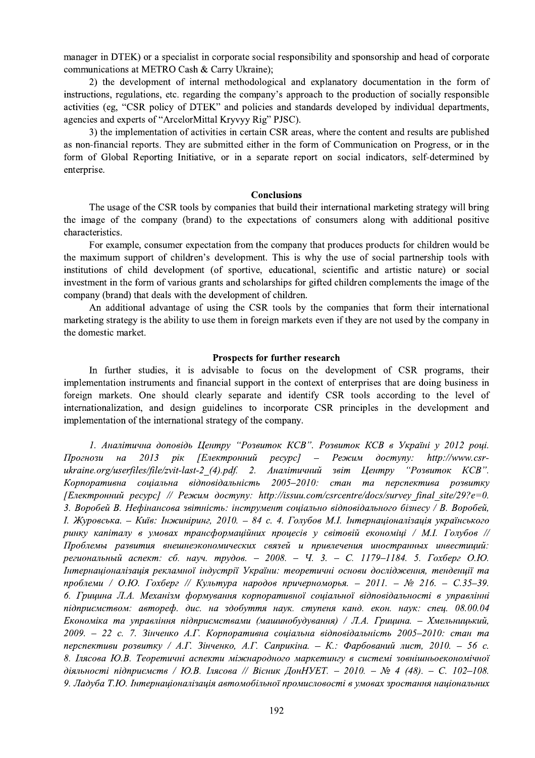manager in DTEK) or a specialist in corporate social responsibility and sponsorship and head of corporate communications at METRO Cash & Carry Ukraine);

2) the development of internal methodological and explanatory documentation in the form of instructions, regulations, etc. regarding the company's approach to the production of socially responsible activities (eg, "CSR policy of DTEK" and policies and standards developed by individual departments, agencies and experts of "ArcelorMittal Kryvyy Rig" PJSC).

3) the implementation of activities in certain CSR areas, where the content and results are published as non-financial reports. They are submitted either in the form of Communication on Progress, or in the form of Global Reporting Initiative, or in a separate report on social indicators, self-determined by enterprise.

## Conclusions

The usage of the CSR tools by companies that build their international marketing strategy will bring the image of the company (brand) to the expectations of consumers along with additional positive characteristics.

For example, consumer expectation from the company that produces products for children would be the maximum support of children's development. This is why the use of social partnership tools with institutions of child development (of sportive, educational, scientific and artistic nature) or social investment in the form of various grants and scholarships for gifted children complements the image of the company (brand) that deals with the development of children.

An additional advantage of using the CSR tools by the companies that form their international marketing strategy is the ability to use them in foreign markets even if they are not used by the company in the domestic market.

## Prospects for further research

In further studies, it is advisable to focus on the development of CSR programs, their implementation instruments and financial support in the context of enterprises that are doing business in foreign markets. One should clearly separate and identify CSR tools according to the level of internationalization, and design guidelines to incorporate CSR principles in the development and implementation of the international strategy of the company.

*1. Аналітична доповідь Центру "Розвиток КСВ". Розвиток КСВ в Україні у 2012 році. Прогнози на 2013 рік [Електронний ресурс] – Режим доступу: http://www.csr-ukraine.org/userfiles/file/zvit-last-2_(4).pdf. 2. Аналітичний звіт Центру "Розвиток КСВ". Корпоративна соціальна відповідальність 2005–2010: стан та перспектива розвитку [Електронний ресурс] // Режим доступу: http://issuu.com/csrcentre/docs/survey_final_site/29?e=0. 3. Воробей В. Нефінансова звітність: інструмент соціально відповідального бізнесу / В. Воробей, І. Журовська. – Київ: Інжиніринг, 2010. – 84 с. 4. Голубов М.І. Інтернаціоналізація українського ринку капіталу в умовах трансформаційних процесів у світовій економіці / М.І. Голубов // Проблемы развития внешнеэкономических связей и привлечения иностранных инвестиций: региональный аспект: сб. науч. трудов. – 2008. – Ч. 3. – С. 1179–1184. 5. Гохберг О.Ю. Інтернаціоналізація рекламної індустрії України: теоретичні основи дослідження, тенденції та проблеми / О.Ю. Гохберг // Культура народов причерноморья. – 2011. – № 216. – С.35–39. 6. Грицина Л.А. Механізм формування корпоративної соціальної відповідальності в управлінні підприємством: автореф. дис. на здобуття наук. ступеня канд. екон. наук: спец. 08.00.04 Економіка та управління підприємствами (машинобудування) / Л.А. Грицина. – Хмельницький, 2009. – 22 с. 7. Зінченко А.Г. Корпоративна соціальна відповідальність 2005–2010: стан та перспективи розвитку / А.Г. Зінченко, А.Г. Саприкіна. – К.: Фарбований лист, 2010. – 56 с. 8. Ілясова Ю.В. Теоретичні аспекти міжнародного маркетингу в системі зовнішньоекономічної діяльності підприємств / Ю.В. Ілясова // Вісник ДонНУЕТ. – 2010. – № 4 (48). – С. 102–108. 9. Ладуба Т.Ю. Інтернаціоналізація автомобільної промисловості в умовах зростання національних*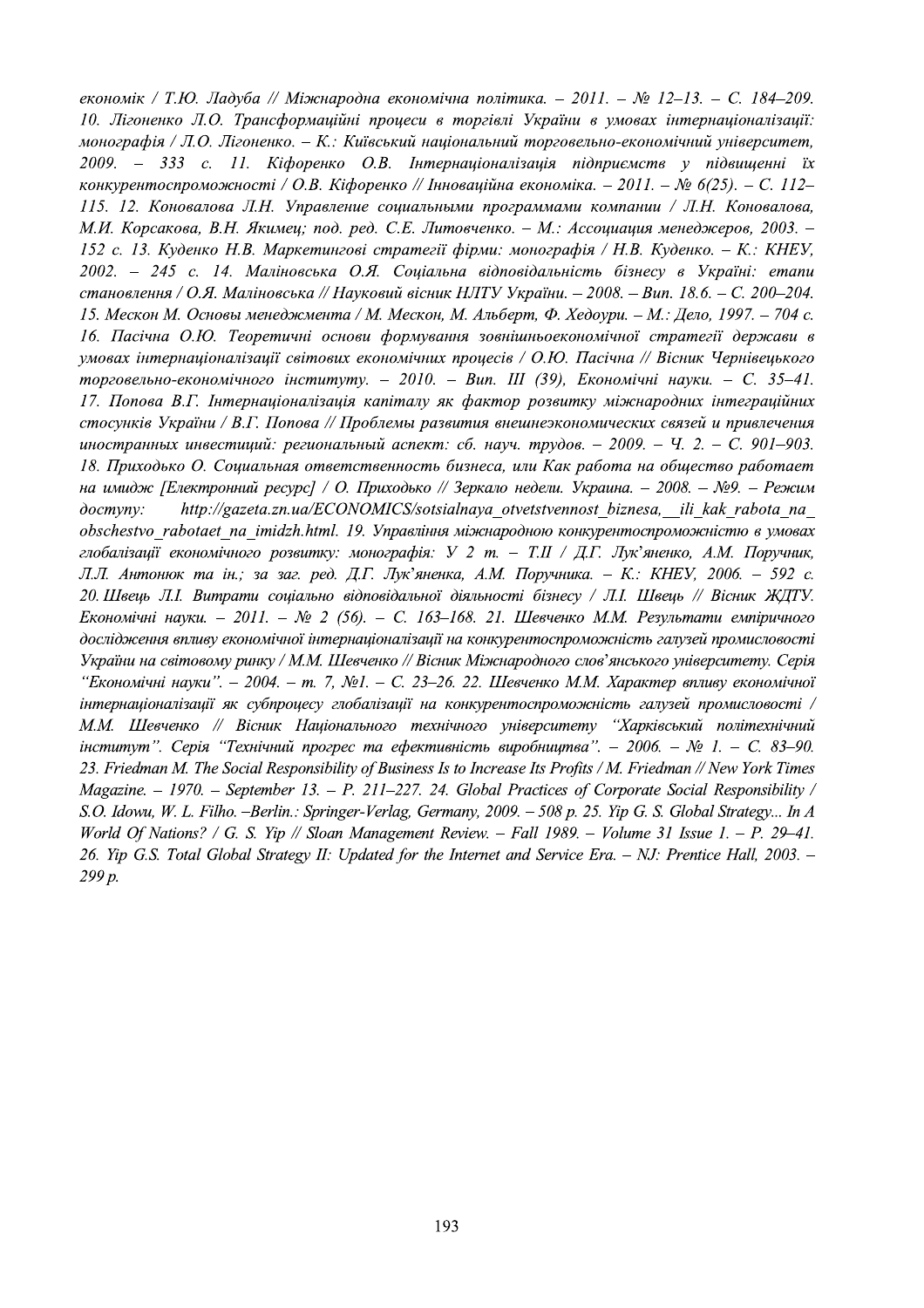*економік / Т.Ю. Ладуба // Міжнародна економічна політика. – 2011. – № 12–13. – С. 184–209. 10. Лігоненко Л.О. Трансформаційні процеси в торгівлі України в умовах інтернаціоналізації: монографія / Л.О. Лігоненко. – К.: Київський національний торговельно-економічний університет, 2009. – 333 с. 11. Кіфоренко О.В. Інтернаціоналізація підприємств у підвищенні їх конкурентоспроможності / О.В. Кіфоренко // Інноваційна економіка. – 2011. – № 6(25). – С. 112–115. 12. Коновалова Л.Н. Управление социальными программами компании / Л.Н. Коновалова, М.И. Корсакова, В.Н. Якимец; под. ред. С.Е. Литовченко. – М.: Ассоциация менеджеров, 2003. – 152 с. 13. Куденко Н.В. Маркетингові стратегії фірми: монографія / Н.В. Куденко. – К.: КНЕУ, 2002. – 245 с. 14. Маліновська О.Я. Соціальна відповідальність бізнесу в Україні: етапи становлення / О.Я. Маліновська // Науковий вісник НЛТУ України. – 2008. – Вип. 18.6. – С. 200–204. 15. Мескон М. Основы менеджмента / М. Мескон, М. Альберт, Ф. Хедоури. – М.: Дело, 1997. – 704 с. 16. Пасічна О.Ю. Теоретичні основи формування зовнішньоекономічної стратегії держави в умовах інтернаціоналізації світових економічних процесів / О.Ю. Пасічна // Вісник Чернівецького торговельно-економічного інституту. – 2010. – Вип. ІІІ (39), Економічні науки. – С. 35–41. 17. Попова В.Г. Інтернаціоналізація капіталу як фактор розвитку міжнародних інтеграційних стосунків України / В.Г. Попова // Проблемы развития внешнеэкономических связей и привлечения иностранных инвестиций: региональный аспект: сб. науч. трудов. – 2009. – Ч. 2. – С. 901–903. 18. Приходько О. Социальная ответственность бизнеса, или Как работа на общество работает на имидж [Електронний ресурс] / О. Приходько // Зеркало недели. Украина. – 2008. – №9. – Режим доступу: http://gazeta.zn.ua/ECONOMICS/sotsialnaya_otvetstvennost_biznesa,__ili_kak_rabota_na_obschestvo_rabotaet_na_imidzh.html. 19. Управління міжнародною конкурентоспроможністю в умовах глобалізації економічного розвитку: монографія: У 2 т. – Т.ІІ / Д.Г. Лук'яненко, А.М. Поручник, Л.Л. Антонюк та ін.; за заг. ред. Д.Г. Лук'яненка, А.М. Поручника. – К.: КНЕУ, 2006. – 592 с. 20. Швець Л.І. Витрати соціально відповідальної діяльності бізнесу / Л.І. Швець // Вісник ЖДТУ. Економічні науки. – 2011. – № 2 (56). – С. 163–168. 21. Шевченко М.М. Результати емпіричного дослідження впливу економічної інтернаціоналізації на конкурентоспроможність галузей промисловості України на світовому ринку / М.М. Шевченко // Вісник Міжнародного слов'янського університету. Серія "Економічні науки". – 2004. – т. 7, №1. – С. 23–26. 22. Шевченко М.М. Характер впливу економічної інтернаціоналізації як субпроцесу глобалізації на конкурентоспроможність галузей промисловості / М.М. Шевченко // Вісник Національного технічного університету "Харківський політехнічний інститут". Серія "Технічний прогрес та ефективність виробництва". – 2006. – № 1. – С. 83–90. 23. Friedman M. The Social Responsibility of Business Is to Increase Its Profits / M. Friedman // New York Times Magazine. – 1970. – September 13. – P. 211–227. 24. Global Practices of Corporate Social Responsibility / S.O. Idowu, W. L. Filho. –Berlin.: Springer-Verlag, Germany, 2009. – 508 p. 25. Yip G. S. Global Strategy... In A World Of Nations? / G. S. Yip // Sloan Management Review. – Fall 1989. – Volume 31 Issue 1. – P. 29–41. 26. Yip G.S. Total Global Strategy II: Updated for the Internet and Service Era. – NJ: Prentice Hall, 2003. – 299 p.*